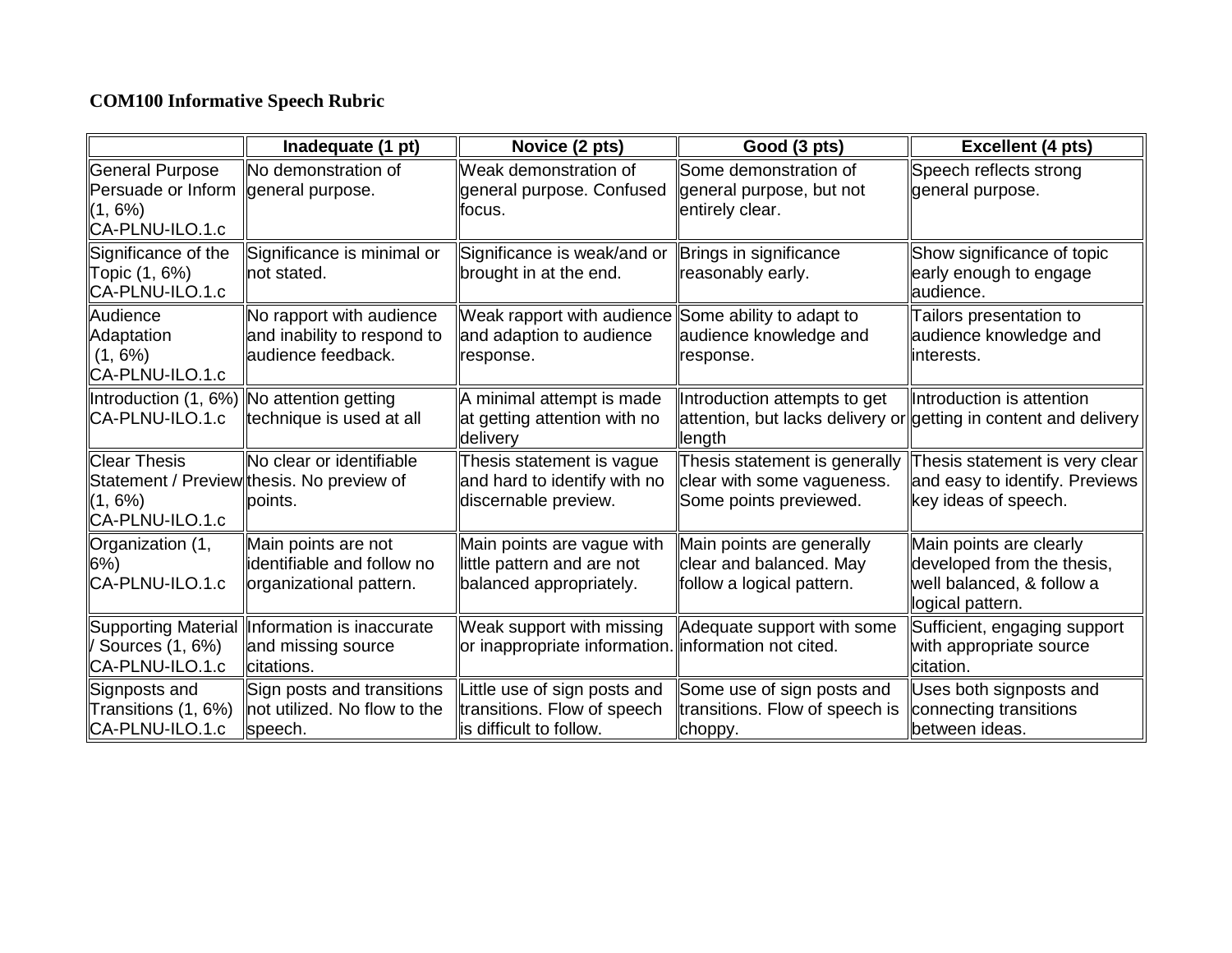**COM100 Informative Speech Rubric**

| | Inadequate (1 pt) | Novice (2 pts) | Good (3 pts) | Excellent (4 pts) |
|---|---|---|---|---|
| General Purpose Persuade or Inform (1, 6%) CA-PLNU-ILO.1.c | No demonstration of general purpose. | Weak demonstration of general purpose. Confused focus. | Some demonstration of general purpose, but not entirely clear. | Speech reflects strong general purpose. |
| Significance of the Topic (1, 6%) CA-PLNU-ILO.1.c | Significance is minimal or not stated. | Significance is weak/and or brought in at the end. | Brings in significance reasonably early. | Show significance of topic early enough to engage audience. |
| Audience Adaptation (1, 6%) CA-PLNU-ILO.1.c | No rapport with audience and inability to respond to audience feedback. | Weak rapport with audience and adaption to audience response. | Some ability to adapt to audience knowledge and response. | Tailors presentation to audience knowledge and interests. |
| Introduction (1, 6%) CA-PLNU-ILO.1.c | No attention getting technique is used at all | A minimal attempt is made at getting attention with no delivery | Introduction attempts to get attention, but lacks delivery or length | Introduction is attention getting in content and delivery |
| Clear Thesis Statement / Preview (1, 6%) CA-PLNU-ILO.1.c | No clear or identifiable thesis. No preview of points. | Thesis statement is vague and hard to identify with no discernable preview. | Thesis statement is generally clear with some vagueness. Some points previewed. | Thesis statement is very clear and easy to identify. Previews key ideas of speech. |
| Organization (1, 6%) CA-PLNU-ILO.1.c | Main points are not identifiable and follow no organizational pattern. | Main points are vague with little pattern and are not balanced appropriately. | Main points are generally clear and balanced. May follow a logical pattern. | Main points are clearly developed from the thesis, well balanced, & follow a logical pattern. |
| Supporting Material / Sources (1, 6%) CA-PLNU-ILO.1.c | Information is inaccurate and missing source citations. | Weak support with missing or inappropriate information. | Adequate support with some information not cited. | Sufficient, engaging support with appropriate source citation. |
| Signposts and Transitions (1, 6%) CA-PLNU-ILO.1.c | Sign posts and transitions not utilized. No flow to the speech. | Little use of sign posts and transitions. Flow of speech is difficult to follow. | Some use of sign posts and transitions. Flow of speech is choppy. | Uses both signposts and connecting transitions between ideas. |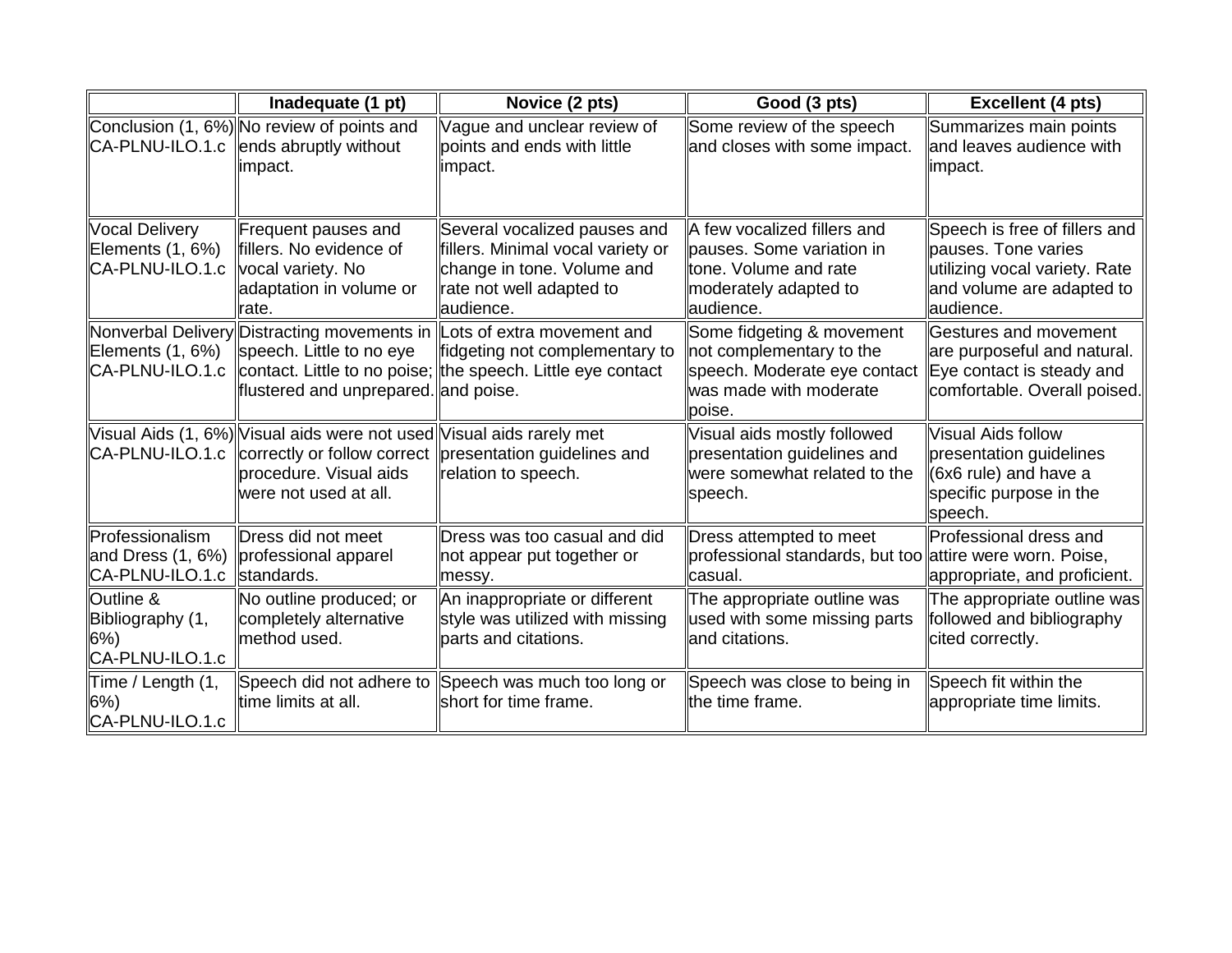| | Inadequate (1 pt) | Novice (2 pts) | Good (3 pts) | Excellent (4 pts) |
|---|---|---|---|---|
| Conclusion (1, 6%) CA-PLNU-ILO.1.c | No review of points and ends abruptly without impact. | Vague and unclear review of points and ends with little impact. | Some review of the speech and closes with some impact. | Summarizes main points and leaves audience with impact. |
| Vocal Delivery Elements (1, 6%) CA-PLNU-ILO.1.c | Frequent pauses and fillers. No evidence of vocal variety. No adaptation in volume or rate. | Several vocalized pauses and fillers. Minimal vocal variety or change in tone. Volume and rate not well adapted to audience. | A few vocalized fillers and pauses. Some variation in tone. Volume and rate moderately adapted to audience. | Speech is free of fillers and pauses. Tone varies utilizing vocal variety. Rate and volume are adapted to audience. |
| Nonverbal Delivery Elements (1, 6%) CA-PLNU-ILO.1.c | Distracting movements in speech. Little to no eye contact. Little to no poise; flustered and unprepared. | Lots of extra movement and fidgeting not complementary to the speech. Little eye contact and poise. | Some fidgeting & movement not complementary to the speech. Moderate eye contact was made with moderate poise. | Gestures and movement are purposeful and natural. Eye contact is steady and comfortable. Overall poised. |
| Visual Aids (1, 6%) CA-PLNU-ILO.1.c | Visual aids were not used correctly or follow correct procedure. Visual aids were not used at all. | Visual aids rarely met presentation guidelines and relation to speech. | Visual aids mostly followed presentation guidelines and were somewhat related to the speech. | Visual Aids follow presentation guidelines (6x6 rule) and have a specific purpose in the speech. |
| Professionalism and Dress (1, 6%) CA-PLNU-ILO.1.c | Dress did not meet professional apparel standards. | Dress was too casual and did not appear put together or messy. | Dress attempted to meet professional standards, but too casual. | Professional dress and attire were worn. Poise, appropriate, and proficient. |
| Outline & Bibliography (1, 6%) CA-PLNU-ILO.1.c | No outline produced; or completely alternative method used. | An inappropriate or different style was utilized with missing parts and citations. | The appropriate outline was used with some missing parts and citations. | The appropriate outline was followed and bibliography cited correctly. |
| Time / Length (1, 6%) CA-PLNU-ILO.1.c | Speech did not adhere to time limits at all. | Speech was much too long or short for time frame. | Speech was close to being in the time frame. | Speech fit within the appropriate time limits. |